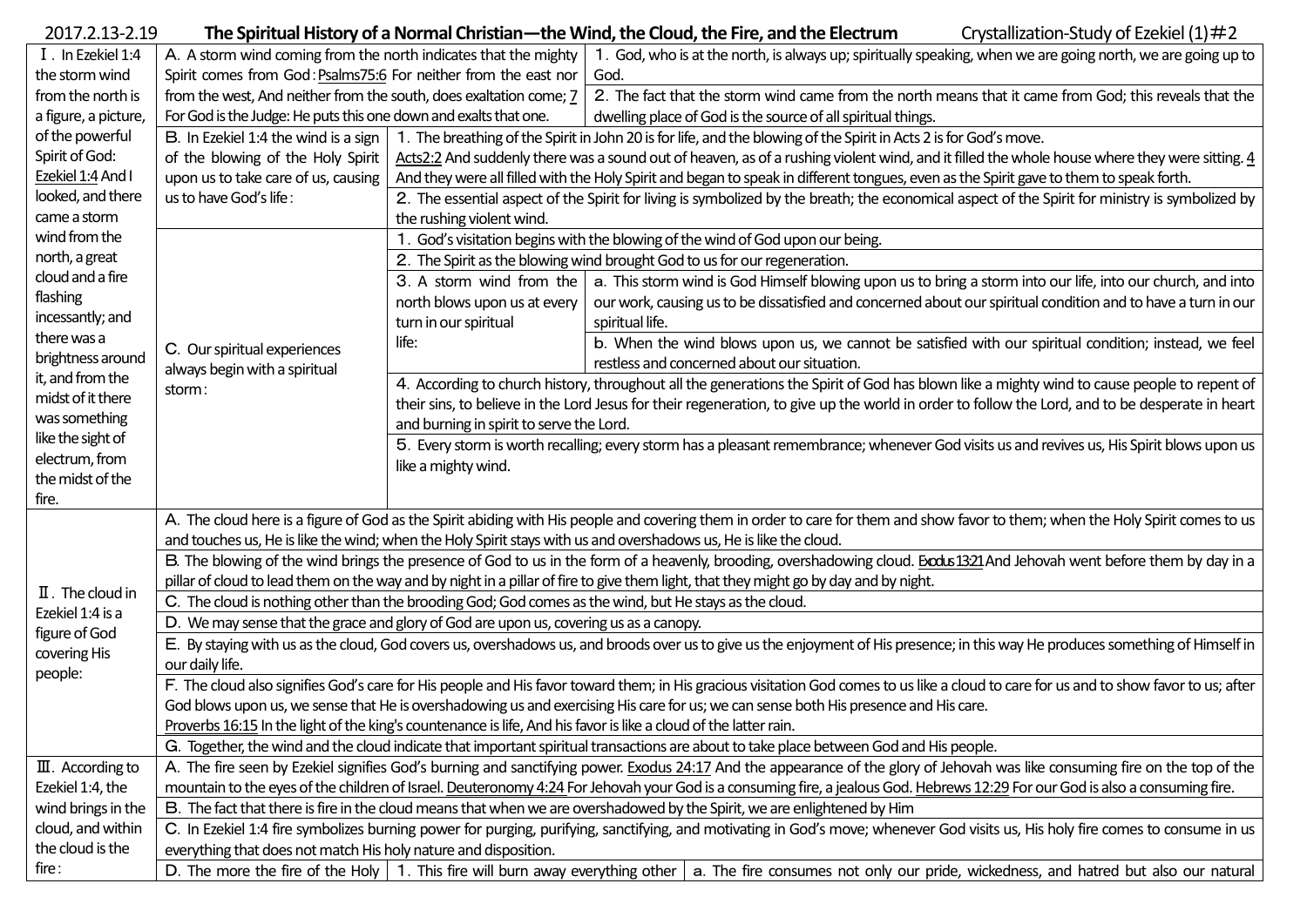2017.2.13-2.19 **The Spiritual History of a Normal Christian—the Wind, the Cloud, the Fire, and the Electrum** Crystallization-Study of Ezekiel (1)#2

| | | | | |
|---|---|---|---|---|
| Ⅰ. In Ezekiel 1:4 the storm wind from the north is a figure, a picture, of the powerful Spirit of God: Ezekiel 1:4 And I looked, and there came a storm wind from the north, a great cloud and a fire flashing incessantly; and there was a brightness around it, and from the midst of it there was something like the sight of electrum, from the midst of the fire. | A. A storm wind coming from the north indicates that the mighty Spirit comes from God: Psalms75:6 For neither from the east nor from the west, And neither from the south, does exaltation come; 7 For God is the Judge: He puts this one down and exalts that one. | 1. God, who is at the north, is always up; spiritually speaking, when we are going north, we are going up to God. | | |
| | | 2. The fact that the storm wind came from the north means that it came from God; this reveals that the dwelling place of God is the source of all spiritual things. | | |
| | B. In Ezekiel 1:4 the wind is a sign of the blowing of the Holy Spirit upon us to take care of us, causing us to have God's life: | 1. The breathing of the Spirit in John 20 is for life, and the blowing of the Spirit in Acts 2 is for God's move. Acts2:2 And suddenly there was a sound out of heaven, as of a rushing violent wind, and it filled the whole house where they were sitting. 4 And they were all filled with the Holy Spirit and began to speak in different tongues, even as the Spirit gave to them to speak forth. | | |
| | | 2. The essential aspect of the Spirit for living is symbolized by the breath; the economical aspect of the Spirit for ministry is symbolized by the rushing violent wind. | | |
| | C. Our spiritual experiences always begin with a spiritual storm: | 1. God's visitation begins with the blowing of the wind of God upon our being. | | |
| | | 2. The Spirit as the blowing wind brought God to us for our regeneration. | | |
| | | 3. A storm wind from the north blows upon us at every turn in our spiritual life: | a. This storm wind is God Himself blowing upon us to bring a storm into our life, into our church, and into our work, causing us to be dissatisfied and concerned about our spiritual condition and to have a turn in our spiritual life. | |
| | | | b. When the wind blows upon us, we cannot be satisfied with our spiritual condition; instead, we feel restless and concerned about our situation. | |
| | | 4. According to church history, throughout all the generations the Spirit of God has blown like a mighty wind to cause people to repent of their sins, to believe in the Lord Jesus for their regeneration, to give up the world in order to follow the Lord, and to be desperate in heart and burning in spirit to serve the Lord. | | |
| | | 5. Every storm is worth recalling; every storm has a pleasant remembrance; whenever God visits us and revives us, His Spirit blows upon us like a mighty wind. | | |
| Ⅱ. The cloud in Ezekiel 1:4 is a figure of God covering His people: | A. The cloud here is a figure of God as the Spirit abiding with His people and covering them in order to care for them and show favor to them; when the Holy Spirit comes to us and touches us, He is like the wind; when the Holy Spirit stays with us and overshadows us, He is like the cloud. | | | |
| | B. The blowing of the wind brings the presence of God to us in the form of a heavenly, brooding, overshadowing cloud. Exodus 13:21 And Jehovah went before them by day in a pillar of cloud to lead them on the way and by night in a pillar of fire to give them light, that they might go by day and by night. | | | |
| | C. The cloud is nothing other than the brooding God; God comes as the wind, but He stays as the cloud. | | | |
| | D. We may sense that the grace and glory of God are upon us, covering us as a canopy. | | | |
| | E. By staying with us as the cloud, God covers us, overshadows us, and broods over us to give us the enjoyment of His presence; in this way He produces something of Himself in our daily life. | | | |
| | F. The cloud also signifies God's care for His people and His favor toward them; in His gracious visitation God comes to us like a cloud to care for us and to show favor to us; after God blows upon us, we sense that He is overshadowing us and exercising His care for us; we can sense both His presence and His care. Proverbs 16:15 In the light of the king's countenance is life, And his favor is like a cloud of the latter rain. | | | |
| | G. Together, the wind and the cloud indicate that important spiritual transactions are about to take place between God and His people. | | | |
| Ⅲ. According to Ezekiel 1:4, the wind brings in the cloud, and within the cloud is the fire: | A. The fire seen by Ezekiel signifies God's burning and sanctifying power. Exodus 24:17 And the appearance of the glory of Jehovah was like consuming fire on the top of the mountain to the eyes of the children of Israel. Deuteronomy 4:24 For Jehovah your God is a consuming fire, a jealous God. Hebrews 12:29 For our God is also a consuming fire. | | | |
| | B. The fact that there is fire in the cloud means that when we are overshadowed by the Spirit, we are enlightened by Him | | | |
| | C. In Ezekiel 1:4 fire symbolizes burning power for purging, purifying, sanctifying, and motivating in God's move; whenever God visits us, His holy fire comes to consume in us everything that does not match His holy nature and disposition. | | | |
| | D. The more the fire of the Holy | 1. This fire will burn away everything other | a. The fire consumes not only our pride, wickedness, and hatred but also our natural | |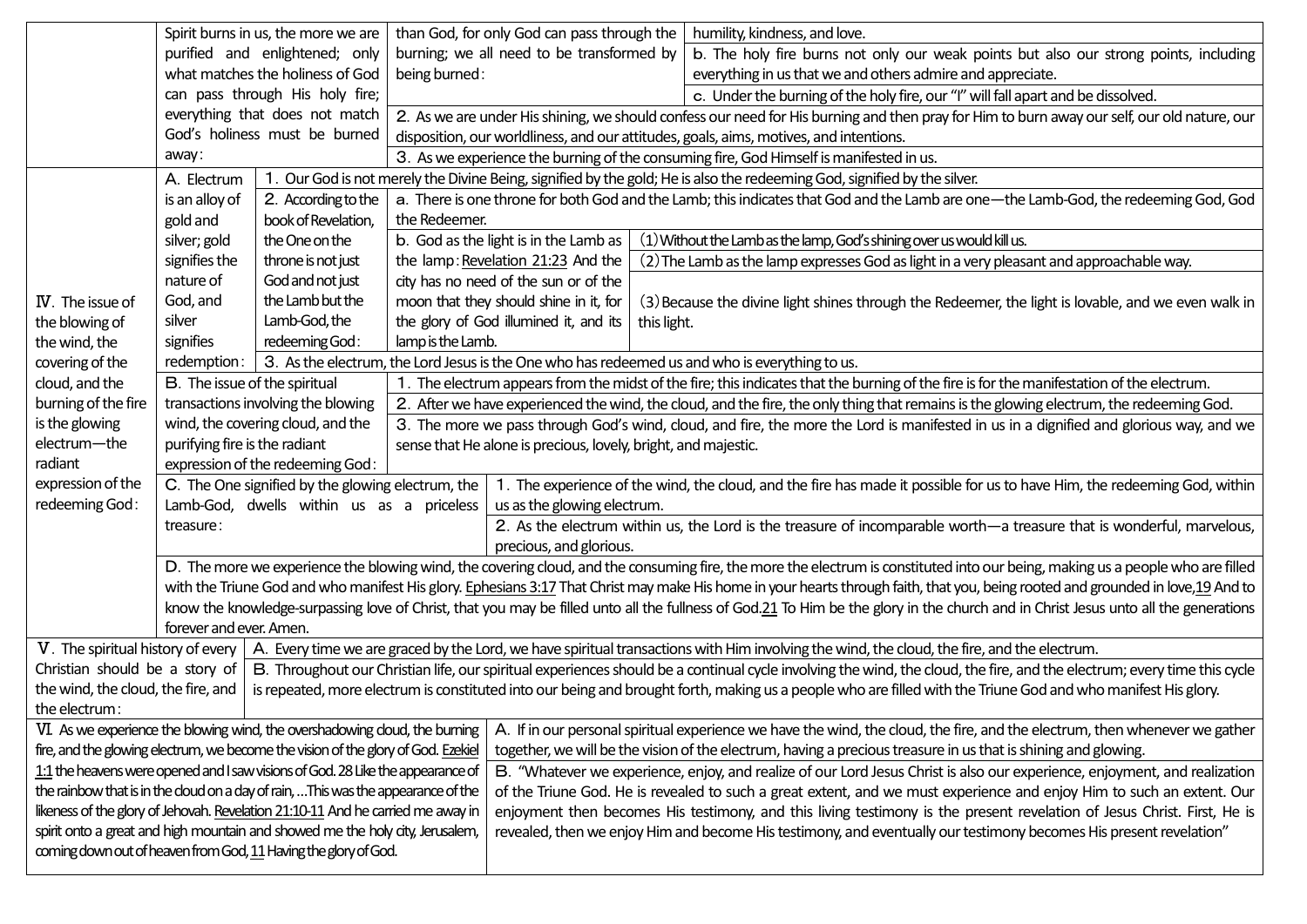| | | | | |
|---|---|---|---|---|
| | Spirit burns in us, the more we are purified and enlightened; only what matches the holiness of God can pass through His holy fire; everything that does not match God's holiness must be burned away: | than God, for only God can pass through the burning; we all need to be transformed by being burned: | humility, kindness, and love. | |
| | | | b. The holy fire burns not only our weak points but also our strong points, including everything in us that we and others admire and appreciate. | |
| | | | c. Under the burning of the holy fire, our "I" will fall apart and be dissolved. | |
| | | 2. As we are under His shining, we should confess our need for His burning and then pray for Him to burn away our self, our old nature, our disposition, our worldliness, and our attitudes, goals, aims, motives, and intentions. | | |
| | | 3. As we experience the burning of the consuming fire, God Himself is manifested in us. | | |
| IV. The issue of the blowing of the wind, the covering of the cloud, and the burning of the fire is the glowing electrum—the radiant expression of the redeeming God: | A. Electrum is an alloy of gold and silver; gold signifies the nature of God, and silver signifies redemption: | 1. Our God is not merely the Divine Being, signified by the gold; He is also the redeeming God, signified by the silver. | | |
| | | 2. According to the book of Revelation, the One on the throne is not just God and not just the Lamb but the Lamb-God, the redeeming God: | a. There is one throne for both God and the Lamb; this indicates that God and the Lamb are one—the Lamb-God, the redeeming God, God the Redeemer. | |
| | | | b. God as the light is in the Lamb as the lamp: Revelation 21:23 And the city has no need of the sun or of the moon that they should shine in it, for the glory of God illumined it, and its lamp is the Lamb. | (1) Without the Lamb as the lamp, God's shining over us would kill us. |
| | | | | (2) The Lamb as the lamp expresses God as light in a very pleasant and approachable way. |
| | | | | (3) Because the divine light shines through the Redeemer, the light is lovable, and we even walk in this light. |
| | | 3. As the electrum, the Lord Jesus is the One who has redeemed us and who is everything to us. | | |
| | B. The issue of the spiritual transactions involving the blowing wind, the covering cloud, and the purifying fire is the radiant expression of the redeeming God: | 1. The electrum appears from the midst of the fire; this indicates that the burning of the fire is for the manifestation of the electrum. | | |
| | | 2. After we have experienced the wind, the cloud, and the fire, the only thing that remains is the glowing electrum, the redeeming God. | | |
| | | 3. The more we pass through God's wind, cloud, and fire, the more the Lord is manifested in us in a dignified and glorious way, and we sense that He alone is precious, lovely, bright, and majestic. | | |
| | C. The One signified by the glowing electrum, the Lamb-God, dwells within us as a priceless treasure: | 1. The experience of the wind, the cloud, and the fire has made it possible for us to have Him, the redeeming God, within us as the glowing electrum. | | |
| | | 2. As the electrum within us, the Lord is the treasure of incomparable worth—a treasure that is wonderful, marvelous, precious, and glorious. | | |
| | D. The more we experience the blowing wind, the covering cloud, and the consuming fire, the more the electrum is constituted into our being, making us a people who are filled with the Triune God and who manifest His glory. Ephesians 3:17 That Christ may make His home in your hearts through faith, that you, being rooted and grounded in love, 19 And to know the knowledge-surpassing love of Christ, that you may be filled unto all the fullness of God. 21 To Him be the glory in the church and in Christ Jesus unto all the generations forever and ever. Amen. | | | |
| V. The spiritual history of every Christian should be a story of the wind, the cloud, the fire, and the electrum: | A. Every time we are graced by the Lord, we have spiritual transactions with Him involving the wind, the cloud, the fire, and the electrum. | | | |
| | B. Throughout our Christian life, our spiritual experiences should be a continual cycle involving the wind, the cloud, the fire, and the electrum; every time this cycle is repeated, more electrum is constituted into our being and brought forth, making us a people who are filled with the Triune God and who manifest His glory. | | | |
| VI. As we experience the blowing wind, the overshadowing cloud, the burning fire, and the glowing electrum, we become the vision of the glory of God. Ezekiel 1:1 the heavens were opened and I saw visions of God. 28 Like the appearance of the rainbow that is in the cloud on a day of rain, ...This was the appearance of the likeness of the glory of Jehovah. Revelation 21:10-11 And he carried me away in spirit onto a great and high mountain and showed me the holy city, Jerusalem, coming down out of heaven from God, 11 Having the glory of God. | A. If in our personal spiritual experience we have the wind, the cloud, the fire, and the electrum, then whenever we gather together, we will be the vision of the electrum, having a precious treasure in us that is shining and glowing. | | | |
| | B. "Whatever we experience, enjoy, and realize of our Lord Jesus Christ is also our experience, enjoyment, and realization of the Triune God. He is revealed to such a great extent, and we must experience and enjoy Him to such an extent. Our enjoyment then becomes His testimony, and this living testimony is the present revelation of Jesus Christ. First, He is revealed, then we enjoy Him and become His testimony, and eventually our testimony becomes His present revelation" | | | |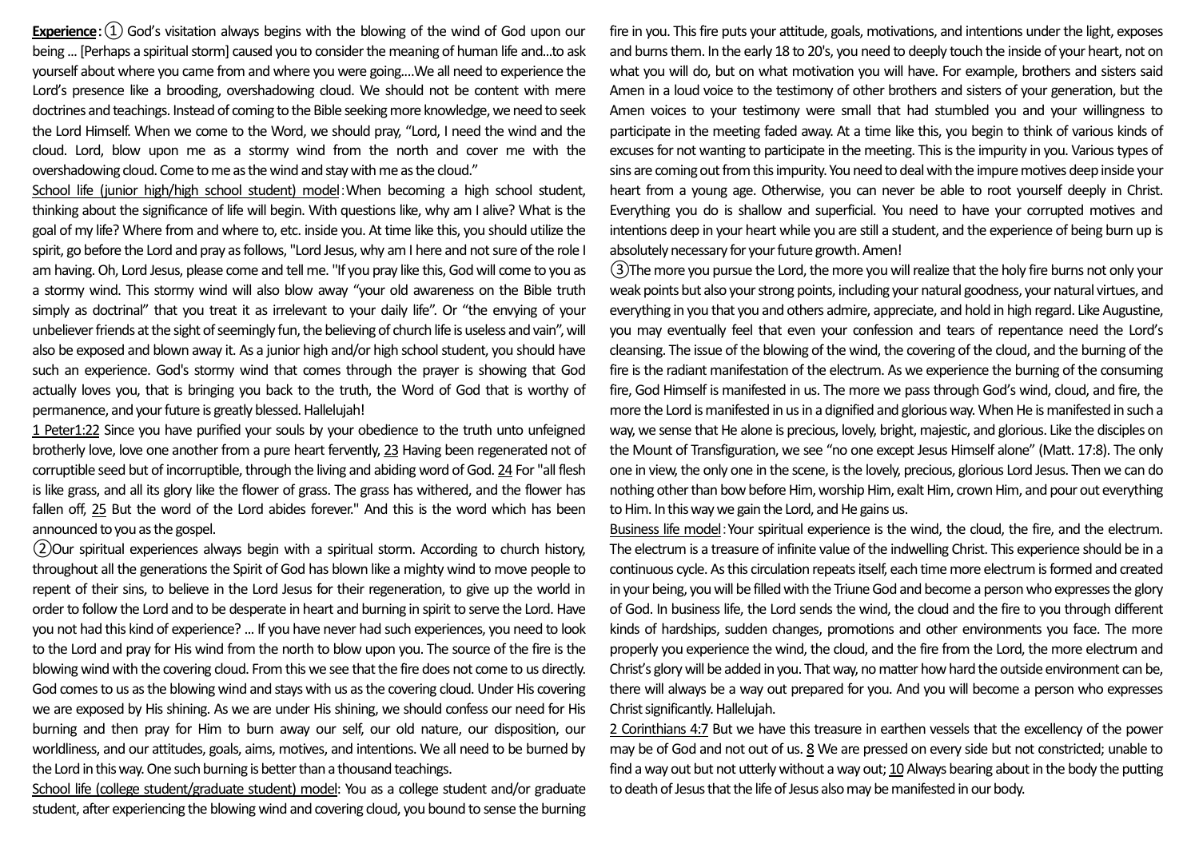**Experience**:① God's visitation always begins with the blowing of the wind of God upon our being ... [Perhaps a spiritual storm] caused you to consider the meaning of human life and...to ask yourself about where you came from and where you were going....We all need to experience the Lord's presence like a brooding, overshadowing cloud. We should not be content with mere doctrines and teachings. Instead of coming to the Bible seeking more knowledge, we need to seek the Lord Himself. When we come to the Word, we should pray, "Lord, I need the wind and the cloud. Lord, blow upon me as a stormy wind from the north and cover me with the overshadowing cloud. Come to me as the wind and stay with me as the cloud."

School life (junior high/high school student) model:When becoming a high school student, thinking about the significance of life will begin. With questions like, why am I alive? What is the goal of my life? Where from and where to, etc. inside you. At time like this, you should utilize the spirit, go before the Lord and pray as follows, "Lord Jesus, why am I here and not sure of the role I am having. Oh, Lord Jesus, please come and tell me. "If you pray like this, God will come to you as a stormy wind. This stormy wind will also blow away "your old awareness on the Bible truth simply as doctrinal" that you treat it as irrelevant to your daily life". Or "the envying of your unbeliever friends at the sight of seemingly fun, the believing of church life is useless and vain", will also be exposed and blown away it. As a junior high and/or high school student, you should have such an experience. God's stormy wind that comes through the prayer is showing that God actually loves you, that is bringing you back to the truth, the Word of God that is worthy of permanence, and your future is greatly blessed. Hallelujah!

1 Peter1:22 Since you have purified your souls by your obedience to the truth unto unfeigned brotherly love, love one another from a pure heart fervently, 23 Having been regenerated not of corruptible seed but of incorruptible, through the living and abiding word of God. 24 For "all flesh is like grass, and all its glory like the flower of grass. The grass has withered, and the flower has fallen off, 25 But the word of the Lord abides forever." And this is the word which has been announced to you as the gospel.

②Our spiritual experiences always begin with a spiritual storm. According to church history, throughout all the generations the Spirit of God has blown like a mighty wind to move people to repent of their sins, to believe in the Lord Jesus for their regeneration, to give up the world in order to follow the Lord and to be desperate in heart and burning in spirit to serve the Lord. Have you not had this kind of experience? ... If you have never had such experiences, you need to look to the Lord and pray for His wind from the north to blow upon you. The source of the fire is the blowing wind with the covering cloud. From this we see that the fire does not come to us directly. God comes to us as the blowing wind and stays with us as the covering cloud. Under His covering we are exposed by His shining. As we are under His shining, we should confess our need for His burning and then pray for Him to burn away our self, our old nature, our disposition, our worldliness, and our attitudes, goals, aims, motives, and intentions. We all need to be burned by the Lord in this way. One such burning is better than a thousand teachings.

School life (college student/graduate student) model: You as a college student and/or graduate student, after experiencing the blowing wind and covering cloud, you bound to sense the burning fire in you. This fire puts your attitude, goals, motivations, and intentions under the light, exposes and burns them. In the early 18 to 20's, you need to deeply touch the inside of your heart, not on what you will do, but on what motivation you will have. For example, brothers and sisters said Amen in a loud voice to the testimony of other brothers and sisters of your generation, but the Amen voices to your testimony were small that had stumbled you and your willingness to participate in the meeting faded away. At a time like this, you begin to think of various kinds of excuses for not wanting to participate in the meeting. This is the impurity in you. Various types of sins are coming out from this impurity. You need to deal with the impure motives deep inside your heart from a young age. Otherwise, you can never be able to root yourself deeply in Christ. Everything you do is shallow and superficial. You need to have your corrupted motives and intentions deep in your heart while you are still a student, and the experience of being burn up is absolutely necessary for your future growth. Amen!

③The more you pursue the Lord, the more you will realize that the holy fire burns not only your weak points but also your strong points, including your natural goodness, your natural virtues, and everything in you that you and others admire, appreciate, and hold in high regard. Like Augustine, you may eventually feel that even your confession and tears of repentance need the Lord's cleansing. The issue of the blowing of the wind, the covering of the cloud, and the burning of the fire is the radiant manifestation of the electrum. As we experience the burning of the consuming fire, God Himself is manifested in us. The more we pass through God's wind, cloud, and fire, the more the Lord is manifested in us in a dignified and glorious way. When He is manifested in such a way, we sense that He alone is precious, lovely, bright, majestic, and glorious. Like the disciples on the Mount of Transfiguration, we see "no one except Jesus Himself alone" (Matt. 17:8). The only one in view, the only one in the scene, is the lovely, precious, glorious Lord Jesus. Then we can do nothing other than bow before Him, worship Him, exalt Him, crown Him, and pour out everything to Him. In this way we gain the Lord, and He gains us.

Business life model:Your spiritual experience is the wind, the cloud, the fire, and the electrum. The electrum is a treasure of infinite value of the indwelling Christ. This experience should be in a continuous cycle. As this circulation repeats itself, each time more electrum is formed and created in your being, you will be filled with the Triune God and become a person who expresses the glory of God. In business life, the Lord sends the wind, the cloud and the fire to you through different kinds of hardships, sudden changes, promotions and other environments you face. The more properly you experience the wind, the cloud, and the fire from the Lord, the more electrum and Christ's glory will be added in you. That way, no matter how hard the outside environment can be, there will always be a way out prepared for you. And you will become a person who expresses Christ significantly. Hallelujah.

2 Corinthians 4:7 But we have this treasure in earthen vessels that the excellency of the power may be of God and not out of us. 8 We are pressed on every side but not constricted; unable to find a way out but not utterly without a way out; 10 Always bearing about in the body the putting to death of Jesus that the life of Jesus also may be manifested in our body.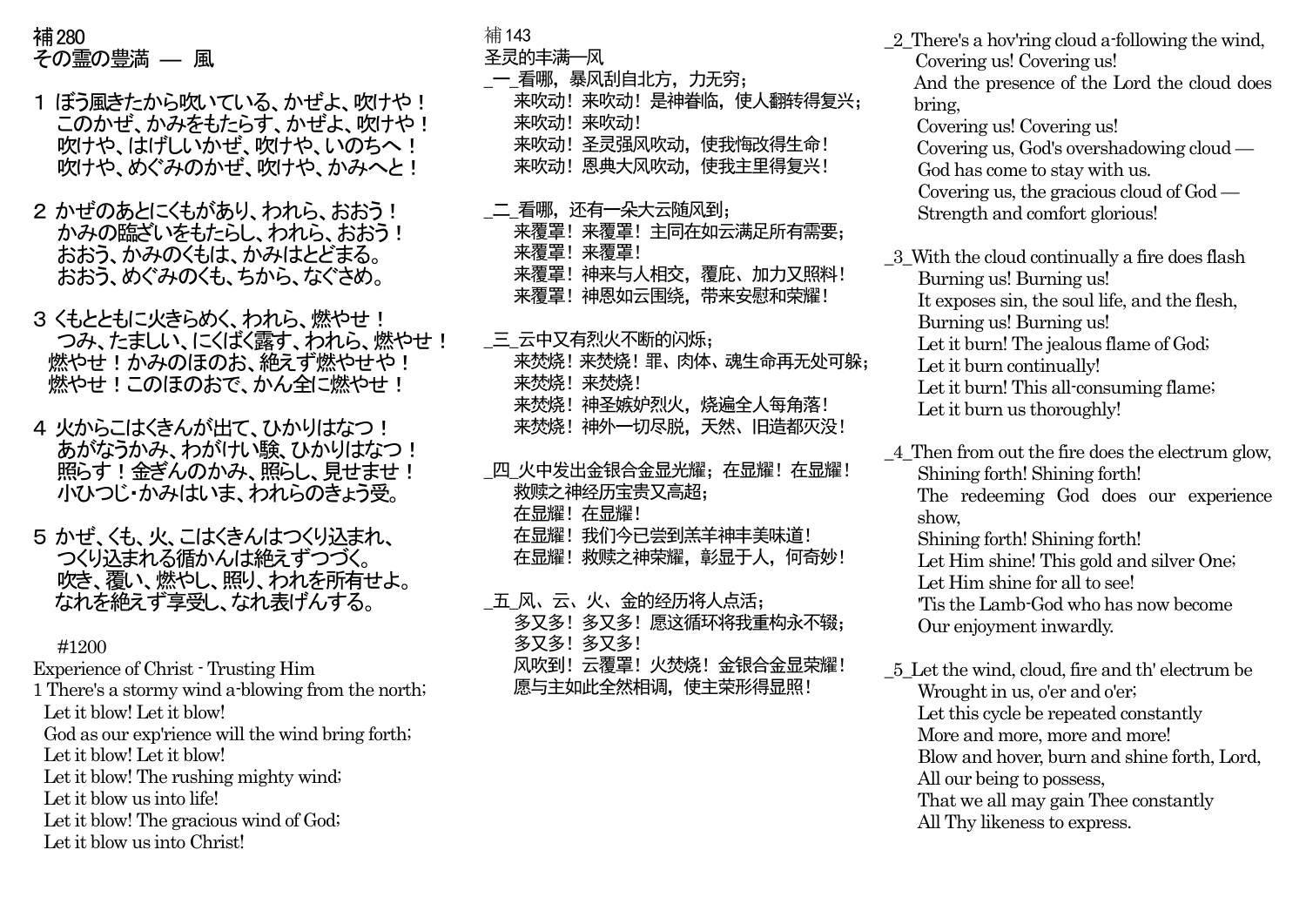補 280
その霊の豊満 — 風

1 ぼう風きたから吹いている、かぜよ、吹けや！
　このかぜ、かみをもたらす、かぜよ、吹けや！
　吹けや、はげしいかぜ、吹けや、いのちへ！
　吹けや、めぐみのかぜ、吹けや、かみへと！

2 かぜのあとにくもがあり、われら、おおう！
　かみの臨ざいをもたらし、われら、おおう！
　おおう、かみのくもは、かみはとどまる。
　おおう、めぐみのくも、ちから、なぐさめ。

3 くもとともに火きらめく、われら、燃やせ！
　つみ、たましい、にくばく露す、われら、燃やせ！
　燃やせ！かみのほのお、絶えず燃やせや！
　燃やせ！このほのおで、かん全に燃やせ！

4 火からこはくきんが出て、ひかりはなつ！
　あがなうかみ、わがけい験、ひかりはなつ！
　照らす！金ぎんのかみ、照らし、見せませ！
　小ひつじ・かみはいま、われらのきょう受。

5 かぜ、くも、火、こはくきんはつくり込まれ、
　つくり込まれる循かんは絶えずつづく。
　吹き、覆い、燃やし、照り、われを所有せよ。
　なれを絶えず享受し、なれ表げんする。

#1200
Experience of Christ - Trusting Him

1 There's a stormy wind a-blowing from the north;
Let it blow! Let it blow!
God as our exp'rience will the wind bring forth;
Let it blow! Let it blow!
Let it blow! The rushing mighty wind;
Let it blow us into life!
Let it blow! The gracious wind of God;
Let it blow us into Christ!

2 There's a hov'ring cloud a-following the wind,
Covering us! Covering us!
And the presence of the Lord the cloud does bring,
Covering us! Covering us!
Covering us, God's overshadowing cloud —
God has come to stay with us.
Covering us, the gracious cloud of God —
Strength and comfort glorious!

3 With the cloud continually a fire does flash
Burning us! Burning us!
It exposes sin, the soul life, and the flesh,
Burning us! Burning us!
Let it burn! The jealous flame of God;
Let it burn continually!
Let it burn! This all-consuming flame;
Let it burn us thoroughly!

4 Then from out the fire does the electrum glow,
Shining forth! Shining forth!
The redeeming God does our experience show,
Shining forth! Shining forth!
Let Him shine! This gold and silver One;
Let Him shine for all to see!
'Tis the Lamb-God who has now become
Our enjoyment inwardly.

5 Let the wind, cloud, fire and th' electrum be
Wrought in us, o'er and o'er;
Let this cycle be repeated constantly
More and more, more and more!
Blow and hover, burn and shine forth, Lord,
All our being to possess,
That we all may gain Thee constantly
All Thy likeness to express.

補 143
圣灵的丰满—风

一 看哪，暴风刮自北方，力无穷；
　来吹动！来吹动！是神眷临，使人翻转得复兴；
　来吹动！来吹动！
　来吹动！圣灵强风吹动，使我悔改得生命！
　来吹动！恩典大风吹动，使我主里得复兴！

二 看哪，还有一朵大云随风到；
　来覆罩！来覆罩！主同在如云满足所有需要；
　来覆罩！来覆罩！
　来覆罩！神来与人相交，覆庇、加力又照料！
　来覆罩！神恩如云围绕，带来安慰和荣耀！

三 云中又有烈火不断的闪烁；
　来焚烧！来焚烧！罪、肉体、魂生命再无处可躲；
　来焚烧！来焚烧！
　来焚烧！神圣嫉妒烈火，烧遍全人每角落！
　来焚烧！神外一切尽脱，天然、旧造都灭没！

四 火中发出金银合金显光耀；在显耀！在显耀！
　救赎之神经历宝贵又高超；
　在显耀！在显耀！
　在显耀！我们今已尝到羔羊神丰美味道！
　在显耀！救赎之神荣耀，彰显于人，何奇妙！

五 风、云、火、金的经历将人点活；
　多又多！多又多！愿这循环将我重构永不辍；
　多又多！多又多！
　风吹到！云覆罩！火焚烧！金银合金显荣耀！
　愿与主如此全然相调，使主荣形得显照！